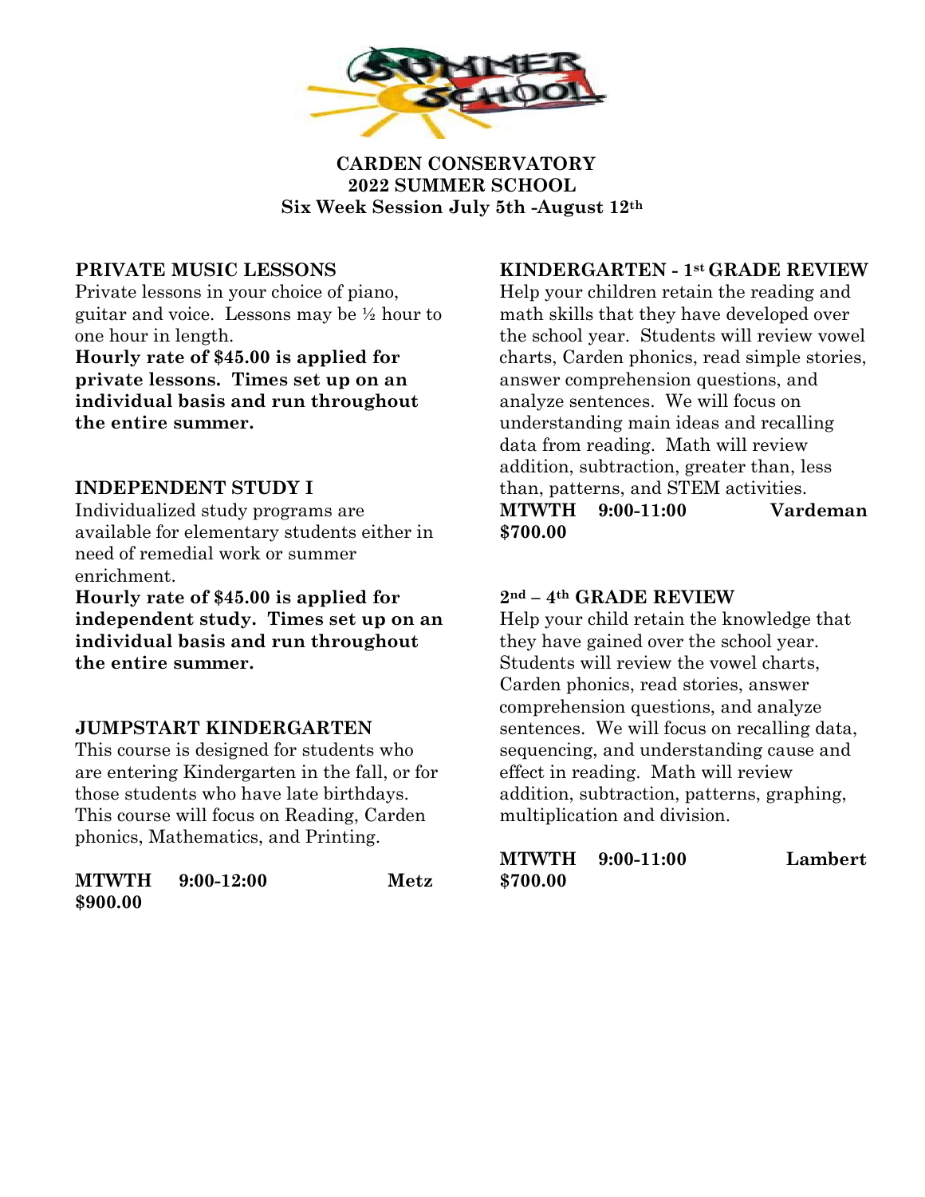**CARDEN CONSERVATORY**
**2022 SUMMER SCHOOL**
**Six Week Session July 5th -August 12th**

## PRIVATE MUSIC LESSONS

Private lessons in your choice of piano, guitar and voice. Lessons may be ½ hour to one hour in length.

**Hourly rate of $45.00 is applied for private lessons. Times set up on an individual basis and run throughout the entire summer.**

## INDEPENDENT STUDY I

Individualized study programs are available for elementary students either in need of remedial work or summer enrichment.

**Hourly rate of $45.00 is applied for independent study. Times set up on an individual basis and run throughout the entire summer.**

## JUMPSTART KINDERGARTEN

This course is designed for students who are entering Kindergarten in the fall, or for those students who have late birthdays. This course will focus on Reading, Carden phonics, Mathematics, and Printing.

**MTWTH 9:00-12:00 Metz**
**$900.00**

## KINDERGARTEN - 1st GRADE REVIEW

Help your children retain the reading and math skills that they have developed over the school year. Students will review vowel charts, Carden phonics, read simple stories, answer comprehension questions, and analyze sentences. We will focus on understanding main ideas and recalling data from reading. Math will review addition, subtraction, greater than, less than, patterns, and STEM activities.

**MTWTH 9:00-11:00 Vardeman**
**$700.00**

## 2nd – 4th GRADE REVIEW

Help your child retain the knowledge that they have gained over the school year. Students will review the vowel charts, Carden phonics, read stories, answer comprehension questions, and analyze sentences. We will focus on recalling data, sequencing, and understanding cause and effect in reading. Math will review addition, subtraction, patterns, graphing, multiplication and division.

**MTWTH 9:00-11:00 Lambert**
**$700.00**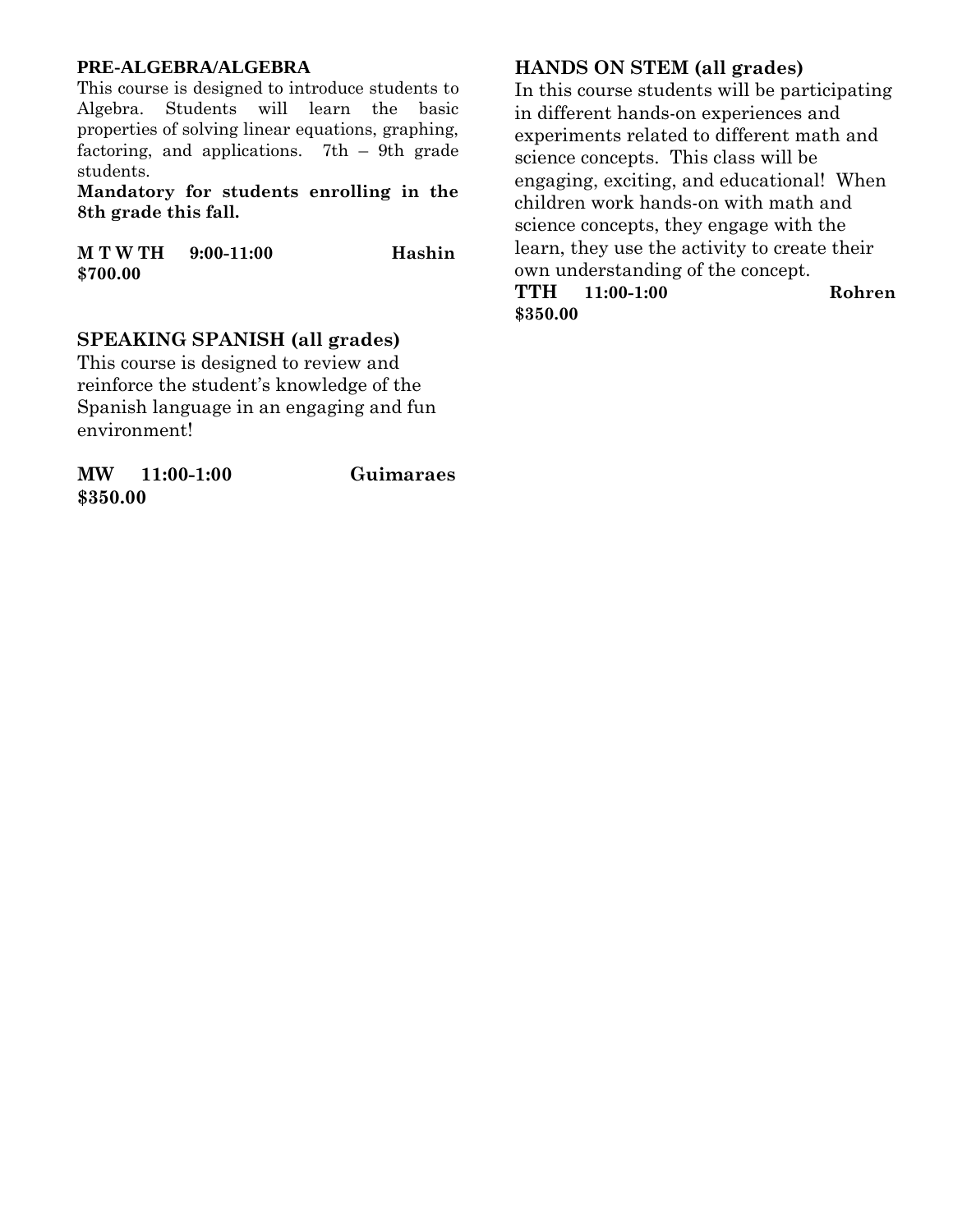### PRE-ALGEBRA/ALGEBRA

This course is designed to introduce students to Algebra. Students will learn the basic properties of solving linear equations, graphing, factoring, and applications. 7th – 9th grade students.

**Mandatory for students enrolling in the 8th grade this fall.**

**M T W TH 9:00-11:00 Hashin**
**$700.00**

### SPEAKING SPANISH (all grades)

This course is designed to review and reinforce the student's knowledge of the Spanish language in an engaging and fun environment!

**MW 11:00-1:00 Guimaraes**
**$350.00**

### HANDS ON STEM (all grades)

In this course students will be participating in different hands-on experiences and experiments related to different math and science concepts. This class will be engaging, exciting, and educational! When children work hands-on with math and science concepts, they engage with the learn, they use the activity to create their own understanding of the concept.

**TTH 11:00-1:00 Rohren**
**$350.00**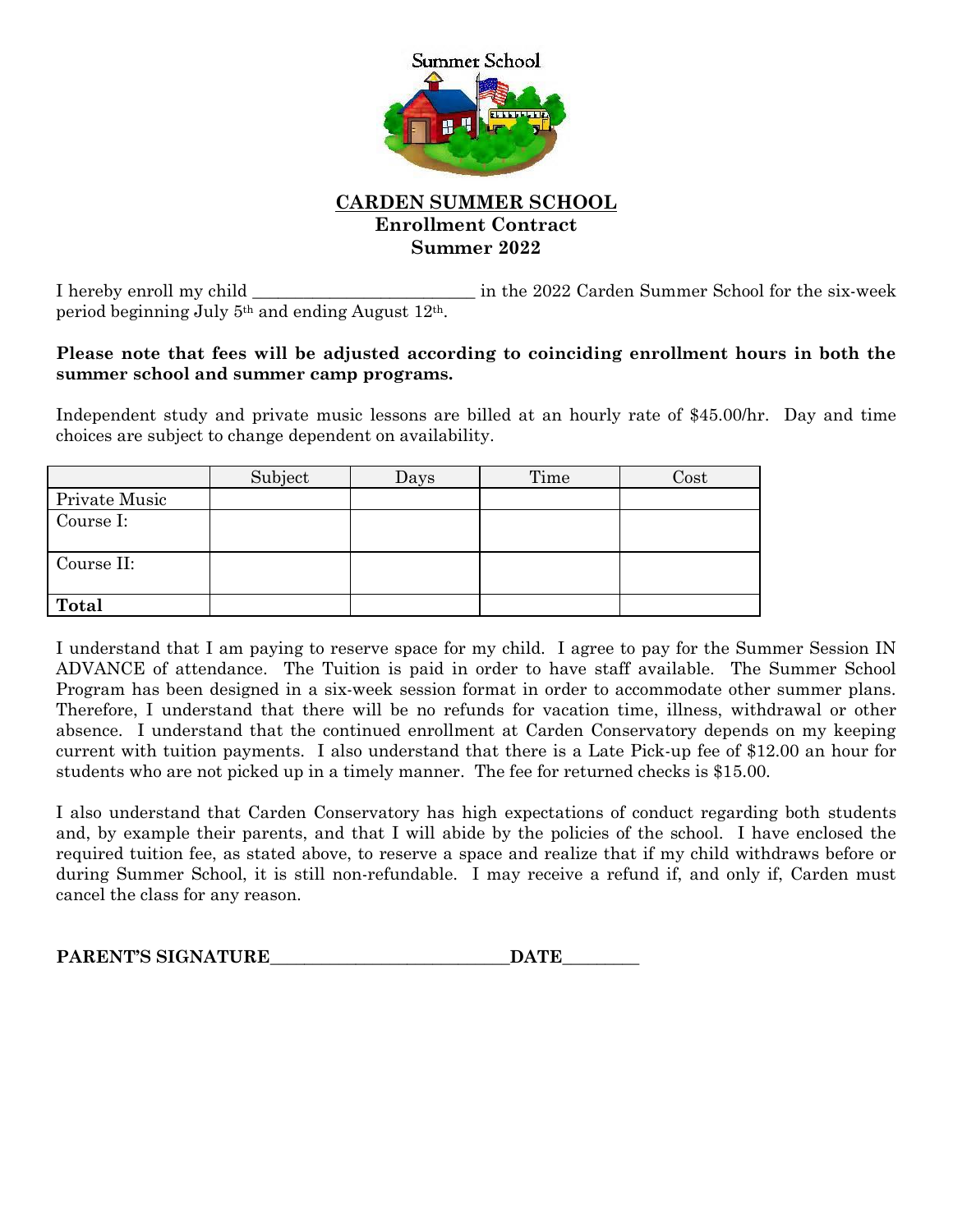Summer School

# CARDEN SUMMER SCHOOL

## Enrollment Contract

## Summer 2022

I hereby enroll my child _________________________ in the 2022 Carden Summer School for the six-week period beginning July 5th and ending August 12th.

**Please note that fees will be adjusted according to coinciding enrollment hours in both the summer school and summer camp programs.**

Independent study and private music lessons are billed at an hourly rate of $45.00/hr. Day and time choices are subject to change dependent on availability.

| | Subject | Days | Time | Cost |
|---|---|---|---|---|
| Private Music | | | | |
| Course I: | | | | |
| Course II: | | | | |
| **Total** | | | | |

I understand that I am paying to reserve space for my child. I agree to pay for the Summer Session IN ADVANCE of attendance. The Tuition is paid in order to have staff available. The Summer School Program has been designed in a six-week session format in order to accommodate other summer plans. Therefore, I understand that there will be no refunds for vacation time, illness, withdrawal or other absence. I understand that the continued enrollment at Carden Conservatory depends on my keeping current with tuition payments. I also understand that there is a Late Pick-up fee of $12.00 an hour for students who are not picked up in a timely manner. The fee for returned checks is $15.00.

I also understand that Carden Conservatory has high expectations of conduct regarding both students and, by example their parents, and that I will abide by the policies of the school. I have enclosed the required tuition fee, as stated above, to reserve a space and realize that if my child withdraws before or during Summer School, it is still non-refundable. I may receive a refund if, and only if, Carden must cancel the class for any reason.

**PARENT'S SIGNATURE**___________________________**DATE**_________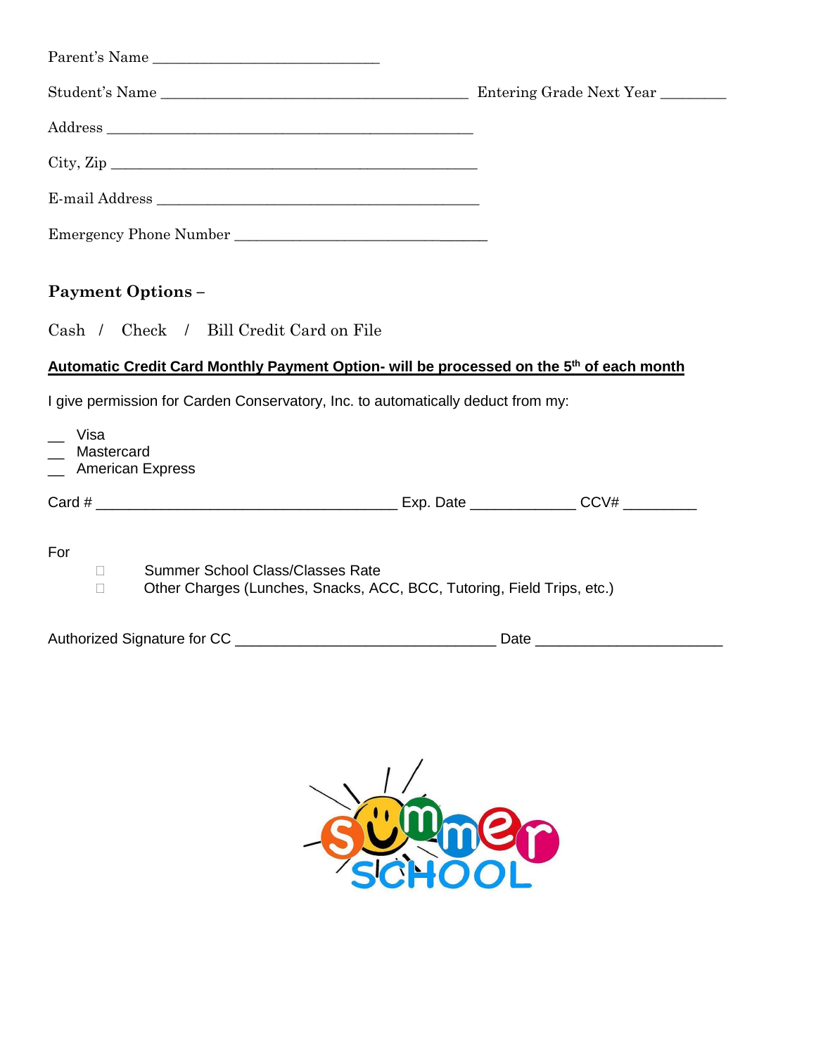Parent's Name ______________________________

Student's Name ________________________________________ Entering Grade Next Year ________

Address ________________________________________________

City, Zip ________________________________________________

E-mail Address ________________________________________

Emergency Phone Number __________________________________

## Payment Options –

Cash / Check / Bill Credit Card on File

**Automatic Credit Card Monthly Payment Option- will be processed on the 5th of each month**

I give permission for Carden Conservatory, Inc. to automatically deduct from my:

__ Visa
__ Mastercard
__ American Express

Card # _______________________________________ Exp. Date _____________ CCV# _________

For

- ☐ Summer School Class/Classes Rate
- ☐ Other Charges (Lunches, Snacks, ACC, BCC, Tutoring, Field Trips, etc.)

Authorized Signature for CC _________________________________ Date ________________________

Summer SCHOOL